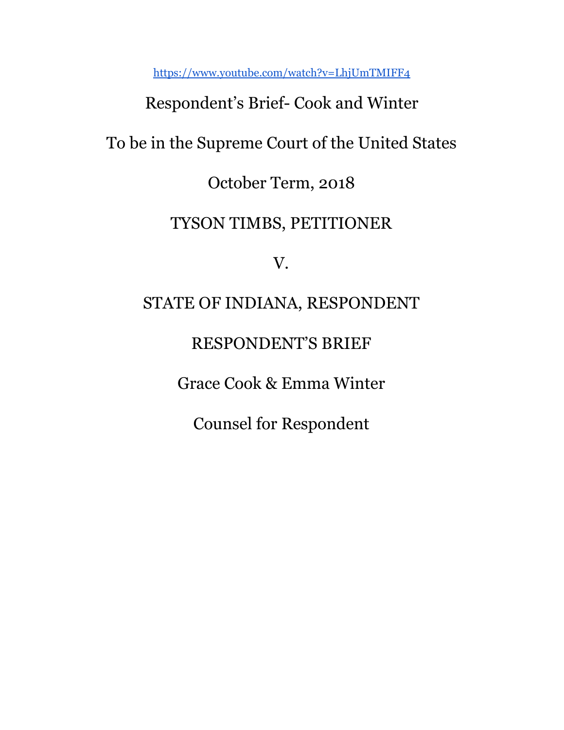https://www.youtube.com/watch?v=LhjUmTMIFF4

Respondent's Brief- Cook and Winter

To be in the Supreme Court of the United States

October Term, 2018

TYSON TIMBS, PETITIONER

V.

STATE OF INDIANA, RESPONDENT

RESPONDENT'S BRIEF

Grace Cook & Emma Winter

Counsel for Respondent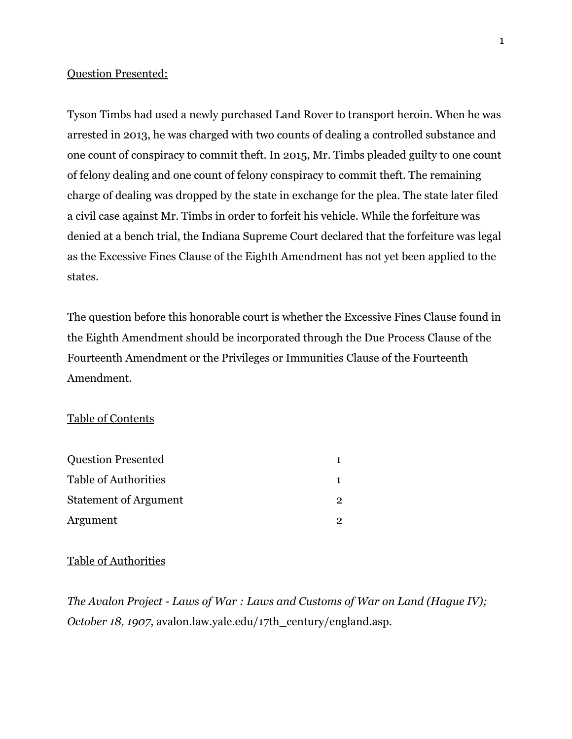<u>Question Presented:</u>

Tyson Timbs had used a newly purchased Land Rover to transport heroin. When he was arrested in 2013, he was charged with two counts of dealing a controlled substance and one count of conspiracy to commit theft. In 2015, Mr. Timbs pleaded guilty to one count of felony dealing and one count of felony conspiracy to commit theft. The remaining charge of dealing was dropped by the state in exchange for the plea. The state later filed a civil case against Mr. Timbs in order to forfeit his vehicle. While the forfeiture was denied at a bench trial, the Indiana Supreme Court declared that the forfeiture was legal as the Excessive Fines Clause of the Eighth Amendment has not yet been applied to the states.

The question before this honorable court is whether the Excessive Fines Clause found in the Eighth Amendment should be incorporated through the Due Process Clause of the Fourteenth Amendment or the Privileges or Immunities Clause of the Fourteenth Amendment.

<u>Table of Contents</u>

| | |
|---|---|
| Question Presented | 1 |
| Table of Authorities | 1 |
| Statement of Argument | 2 |
| Argument | 2 |

<u>Table of Authorities</u>

*The Avalon Project - Laws of War : Laws and Customs of War on Land (Hague IV); October 18, 1907*, avalon.law.yale.edu/17th_century/england.asp.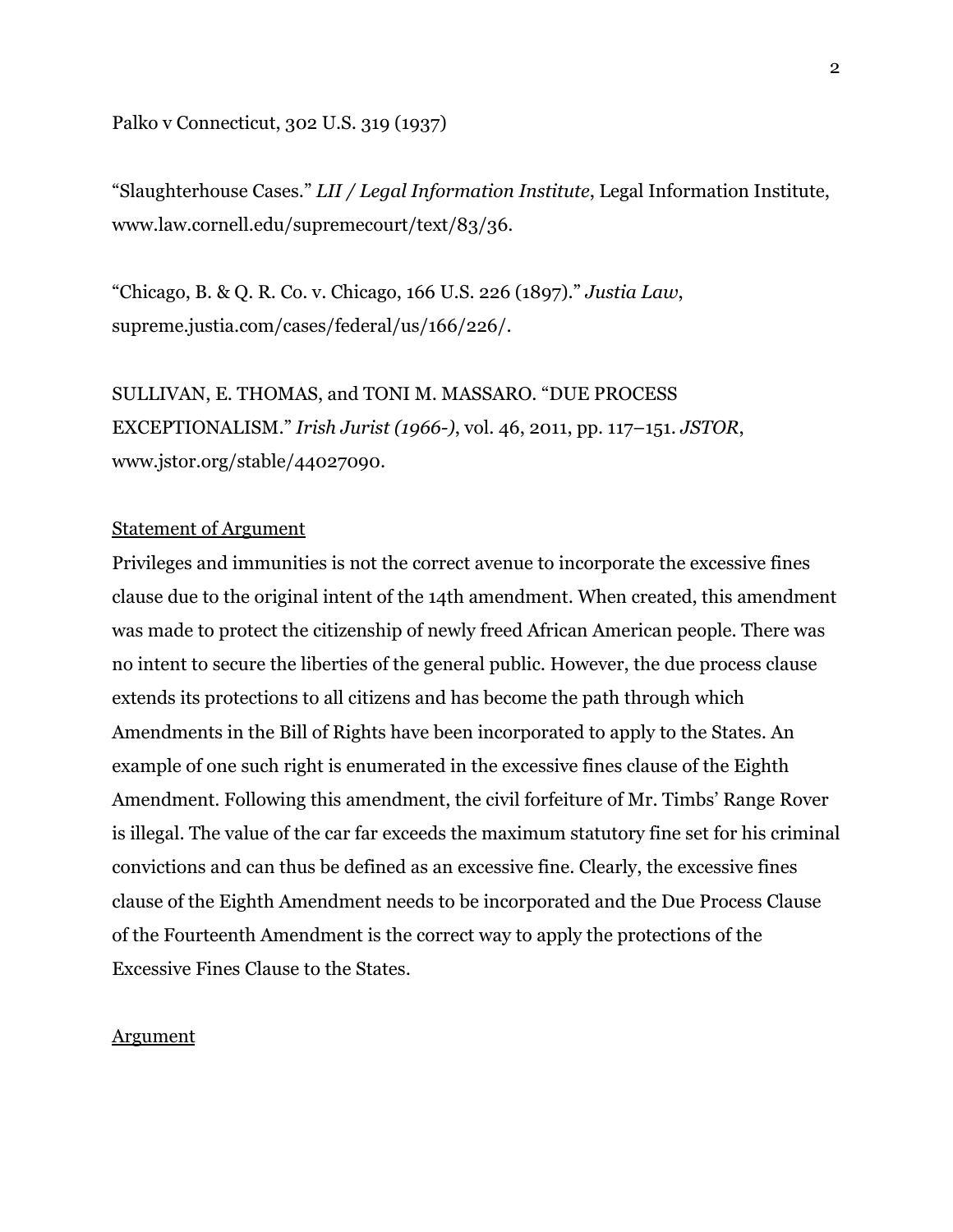Palko v Connecticut, 302 U.S. 319 (1937)

"Slaughterhouse Cases." *LII / Legal Information Institute*, Legal Information Institute, www.law.cornell.edu/supremecourt/text/83/36.

"Chicago, B. & Q. R. Co. v. Chicago, 166 U.S. 226 (1897)." *Justia Law*, supreme.justia.com/cases/federal/us/166/226/.

SULLIVAN, E. THOMAS, and TONI M. MASSARO. "DUE PROCESS EXCEPTIONALISM." *Irish Jurist (1966-)*, vol. 46, 2011, pp. 117–151. *JSTOR*, www.jstor.org/stable/44027090.

<u>Statement of Argument</u>

Privileges and immunities is not the correct avenue to incorporate the excessive fines clause due to the original intent of the 14th amendment. When created, this amendment was made to protect the citizenship of newly freed African American people. There was no intent to secure the liberties of the general public. However, the due process clause extends its protections to all citizens and has become the path through which Amendments in the Bill of Rights have been incorporated to apply to the States. An example of one such right is enumerated in the excessive fines clause of the Eighth Amendment. Following this amendment, the civil forfeiture of Mr. Timbs' Range Rover is illegal. The value of the car far exceeds the maximum statutory fine set for his criminal convictions and can thus be defined as an excessive fine. Clearly, the excessive fines clause of the Eighth Amendment needs to be incorporated and the Due Process Clause of the Fourteenth Amendment is the correct way to apply the protections of the Excessive Fines Clause to the States.

<u>Argument</u>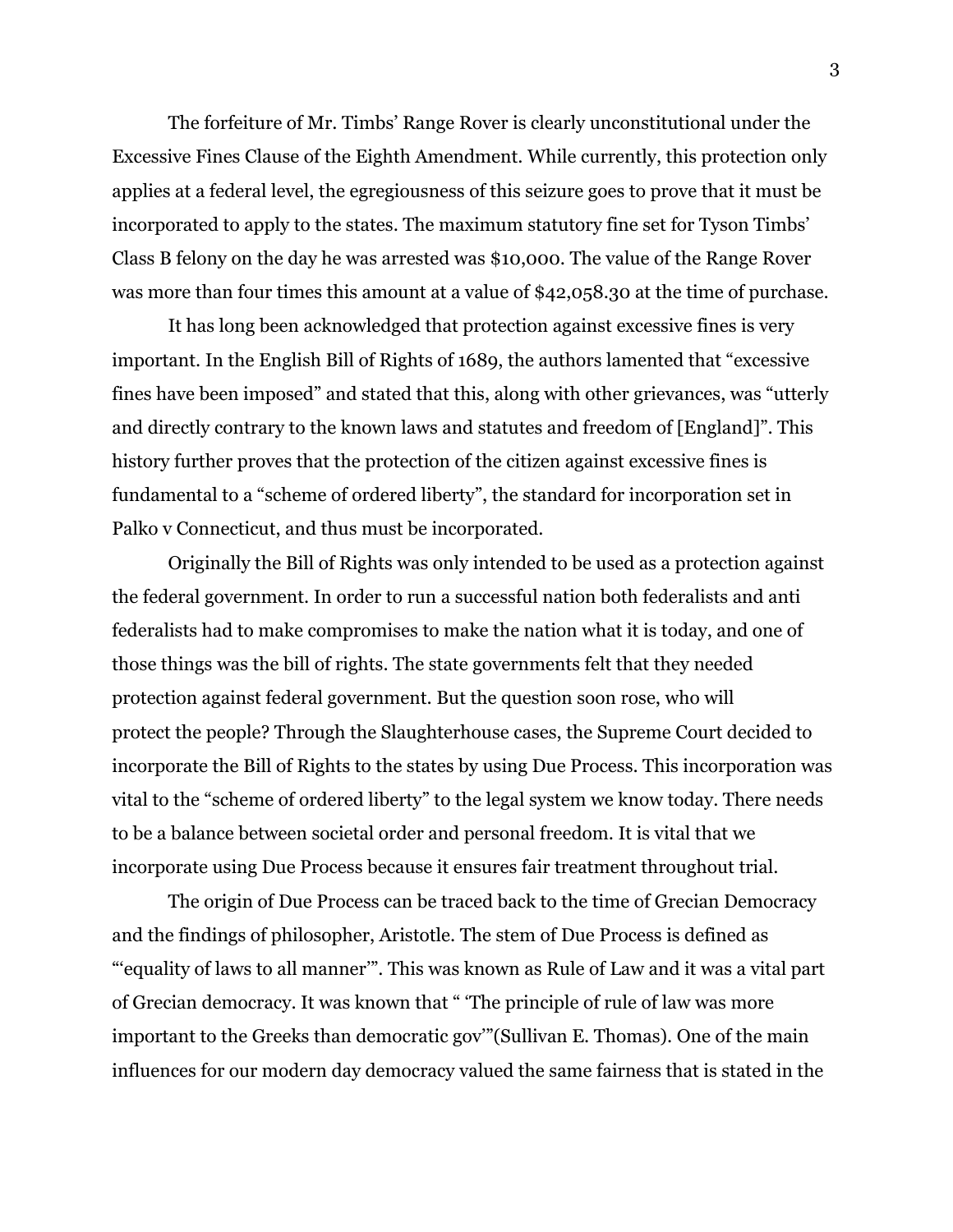The forfeiture of Mr. Timbs' Range Rover is clearly unconstitutional under the Excessive Fines Clause of the Eighth Amendment. While currently, this protection only applies at a federal level, the egregiousness of this seizure goes to prove that it must be incorporated to apply to the states. The maximum statutory fine set for Tyson Timbs' Class B felony on the day he was arrested was $10,000. The value of the Range Rover was more than four times this amount at a value of $42,058.30 at the time of purchase.

It has long been acknowledged that protection against excessive fines is very important. In the English Bill of Rights of 1689, the authors lamented that "excessive fines have been imposed" and stated that this, along with other grievances, was "utterly and directly contrary to the known laws and statutes and freedom of [England]". This history further proves that the protection of the citizen against excessive fines is fundamental to a "scheme of ordered liberty", the standard for incorporation set in Palko v Connecticut, and thus must be incorporated.

Originally the Bill of Rights was only intended to be used as a protection against the federal government. In order to run a successful nation both federalists and anti federalists had to make compromises to make the nation what it is today, and one of those things was the bill of rights. The state governments felt that they needed protection against federal government. But the question soon rose, who will protect the people? Through the Slaughterhouse cases, the Supreme Court decided to incorporate the Bill of Rights to the states by using Due Process. This incorporation was vital to the "scheme of ordered liberty" to the legal system we know today. There needs to be a balance between societal order and personal freedom. It is vital that we incorporate using Due Process because it ensures fair treatment throughout trial.

The origin of Due Process can be traced back to the time of Grecian Democracy and the findings of philosopher, Aristotle. The stem of Due Process is defined as "'equality of laws to all manner'". This was known as Rule of Law and it was a vital part of Grecian democracy. It was known that " 'The principle of rule of law was more important to the Greeks than democratic gov'"(Sullivan E. Thomas). One of the main influences for our modern day democracy valued the same fairness that is stated in the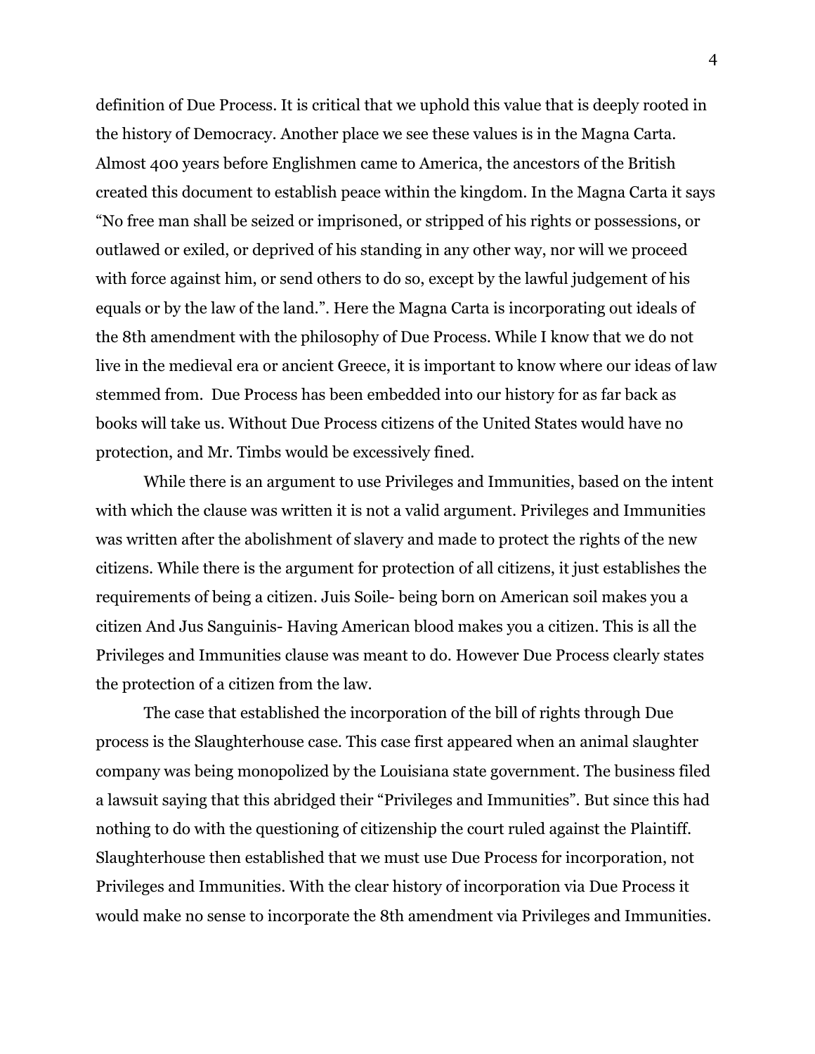definition of Due Process. It is critical that we uphold this value that is deeply rooted in the history of Democracy. Another place we see these values is in the Magna Carta. Almost 400 years before Englishmen came to America, the ancestors of the British created this document to establish peace within the kingdom. In the Magna Carta it says "No free man shall be seized or imprisoned, or stripped of his rights or possessions, or outlawed or exiled, or deprived of his standing in any other way, nor will we proceed with force against him, or send others to do so, except by the lawful judgement of his equals or by the law of the land.". Here the Magna Carta is incorporating out ideals of the 8th amendment with the philosophy of Due Process. While I know that we do not live in the medieval era or ancient Greece, it is important to know where our ideas of law stemmed from.  Due Process has been embedded into our history for as far back as books will take us. Without Due Process citizens of the United States would have no protection, and Mr. Timbs would be excessively fined.

While there is an argument to use Privileges and Immunities, based on the intent with which the clause was written it is not a valid argument. Privileges and Immunities was written after the abolishment of slavery and made to protect the rights of the new citizens. While there is the argument for protection of all citizens, it just establishes the requirements of being a citizen. Juis Soile- being born on American soil makes you a citizen And Jus Sanguinis- Having American blood makes you a citizen. This is all the Privileges and Immunities clause was meant to do. However Due Process clearly states the protection of a citizen from the law.

The case that established the incorporation of the bill of rights through Due process is the Slaughterhouse case. This case first appeared when an animal slaughter company was being monopolized by the Louisiana state government. The business filed a lawsuit saying that this abridged their "Privileges and Immunities". But since this had nothing to do with the questioning of citizenship the court ruled against the Plaintiff. Slaughterhouse then established that we must use Due Process for incorporation, not Privileges and Immunities. With the clear history of incorporation via Due Process it would make no sense to incorporate the 8th amendment via Privileges and Immunities.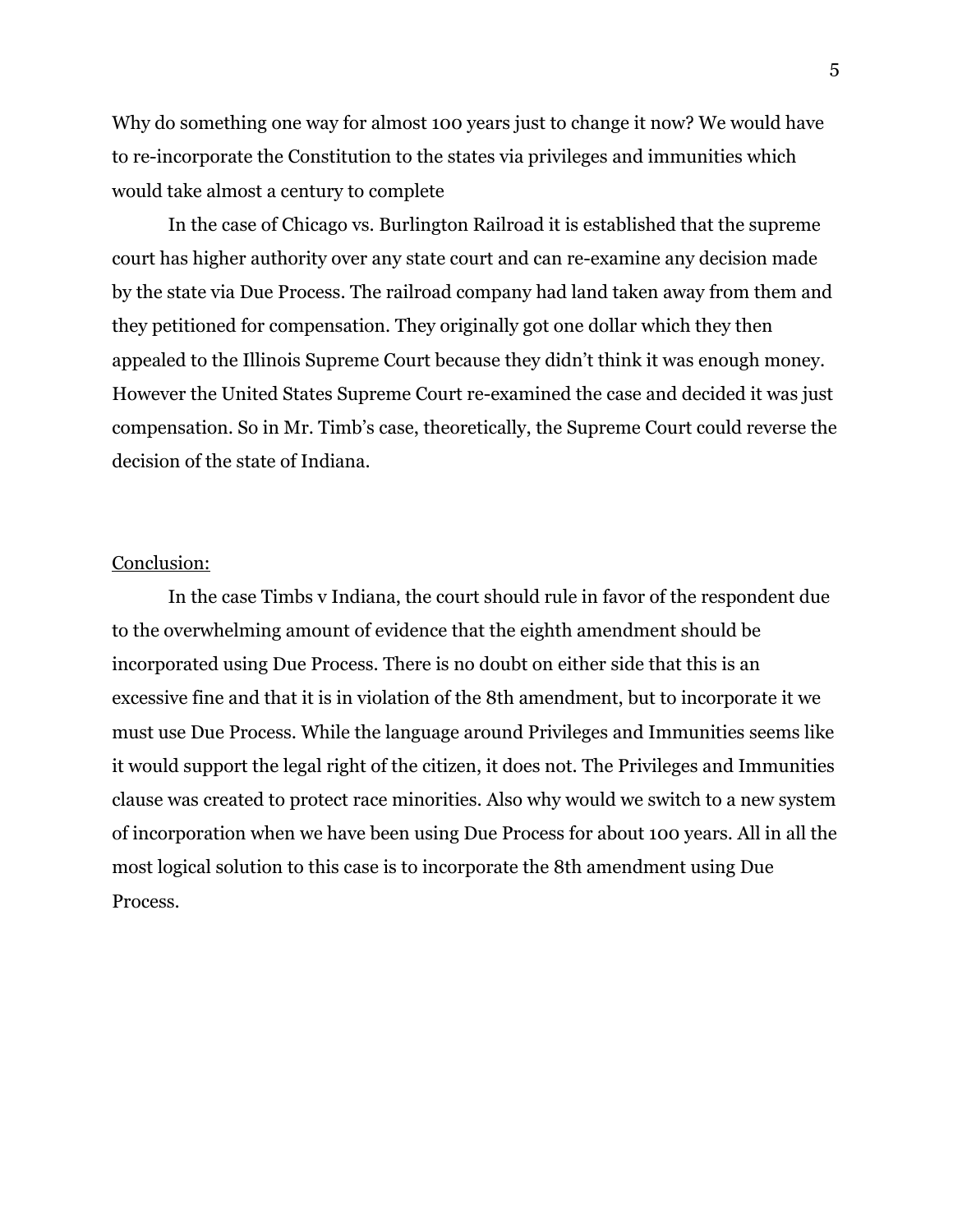Why do something one way for almost 100 years just to change it now? We would have to re-incorporate the Constitution to the states via privileges and immunities which would take almost a century to complete

In the case of Chicago vs. Burlington Railroad it is established that the supreme court has higher authority over any state court and can re-examine any decision made by the state via Due Process. The railroad company had land taken away from them and they petitioned for compensation. They originally got one dollar which they then appealed to the Illinois Supreme Court because they didn't think it was enough money. However the United States Supreme Court re-examined the case and decided it was just compensation. So in Mr. Timb's case, theoretically, the Supreme Court could reverse the decision of the state of Indiana.

Conclusion:

In the case Timbs v Indiana, the court should rule in favor of the respondent due to the overwhelming amount of evidence that the eighth amendment should be incorporated using Due Process. There is no doubt on either side that this is an excessive fine and that it is in violation of the 8th amendment, but to incorporate it we must use Due Process. While the language around Privileges and Immunities seems like it would support the legal right of the citizen, it does not. The Privileges and Immunities clause was created to protect race minorities. Also why would we switch to a new system of incorporation when we have been using Due Process for about 100 years. All in all the most logical solution to this case is to incorporate the 8th amendment using Due Process.